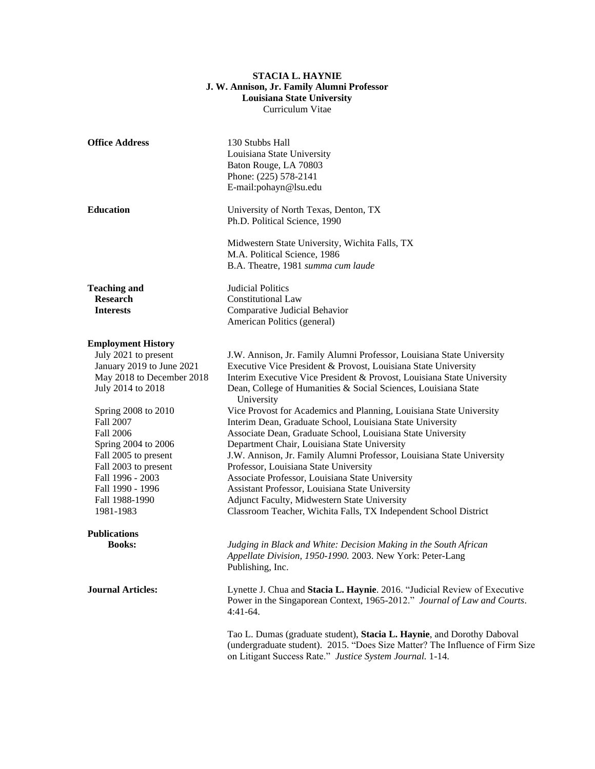**STACIA L. HAYNIE**
**J. W. Annison, Jr. Family Alumni Professor**
**Louisiana State University**
Curriculum Vitae

**Office Address**

130 Stubbs Hall
Louisiana State University
Baton Rouge, LA 70803
Phone: (225) 578-2141
E-mail:pohayn@lsu.edu

**Education**

University of North Texas, Denton, TX
Ph.D. Political Science, 1990

Midwestern State University, Wichita Falls, TX
M.A. Political Science, 1986
B.A. Theatre, 1981 *summa cum laude*

**Teaching and Research Interests**

Judicial Politics
Constitutional Law
Comparative Judicial Behavior
American Politics (general)

**Employment History**

| | |
|---|---|
| July 2021 to present | J.W. Annison, Jr. Family Alumni Professor, Louisiana State University |
| January 2019 to June 2021 | Executive Vice President & Provost, Louisiana State University |
| May 2018 to December 2018 | Interim Executive Vice President & Provost, Louisiana State University |
| July 2014 to 2018 | Dean, College of Humanities & Social Sciences, Louisiana State University |
| Spring 2008 to 2010 | Vice Provost for Academics and Planning, Louisiana State University |
| Fall 2007 | Interim Dean, Graduate School, Louisiana State University |
| Fall 2006 | Associate Dean, Graduate School, Louisiana State University |
| Spring 2004 to 2006 | Department Chair, Louisiana State University |
| Fall 2005 to present | J.W. Annison, Jr. Family Alumni Professor, Louisiana State University |
| Fall 2003 to present | Professor, Louisiana State University |
| Fall 1996 - 2003 | Associate Professor, Louisiana State University |
| Fall 1990 - 1996 | Assistant Professor, Louisiana State University |
| Fall 1988-1990 | Adjunct Faculty, Midwestern State University |
| 1981-1983 | Classroom Teacher, Wichita Falls, TX Independent School District |

**Publications**

**Books:**

*Judging in Black and White: Decision Making in the South African Appellate Division, 1950-1990.* 2003. New York: Peter-Lang Publishing, Inc.

**Journal Articles:**

Lynette J. Chua and **Stacia L. Haynie**. 2016. "Judicial Review of Executive Power in the Singaporean Context, 1965-2012." *Journal of Law and Courts*. 4:41-64.

Tao L. Dumas (graduate student), **Stacia L. Haynie**, and Dorothy Daboval (undergraduate student). 2015. "Does Size Matter? The Influence of Firm Size on Litigant Success Rate." *Justice System Journal.* 1-14.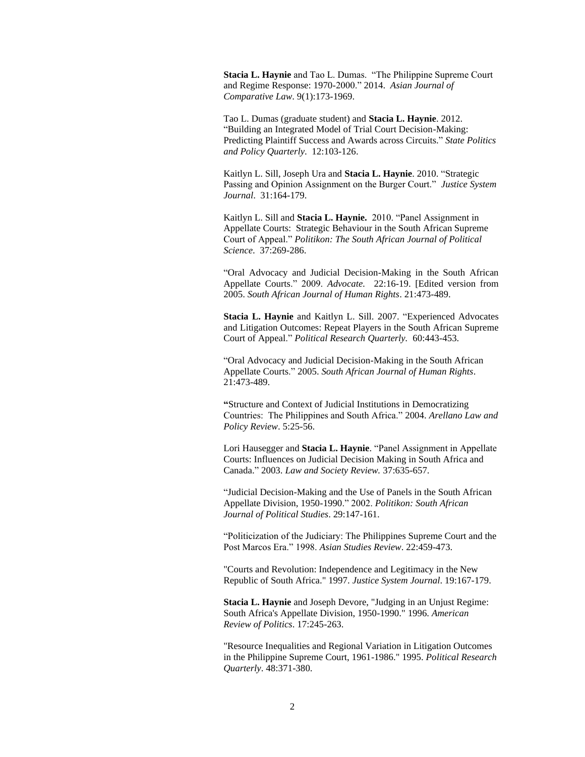**Stacia L. Haynie** and Tao L. Dumas. "The Philippine Supreme Court and Regime Response: 1970-2000." 2014. *Asian Journal of Comparative Law*. 9(1):173-1969.

Tao L. Dumas (graduate student) and **Stacia L. Haynie**. 2012. "Building an Integrated Model of Trial Court Decision-Making: Predicting Plaintiff Success and Awards across Circuits." *State Politics and Policy Quarterly*. 12:103-126.

Kaitlyn L. Sill, Joseph Ura and **Stacia L. Haynie**. 2010. "Strategic Passing and Opinion Assignment on the Burger Court." *Justice System Journal*. 31:164-179.

Kaitlyn L. Sill and **Stacia L. Haynie.** 2010. "Panel Assignment in Appellate Courts: Strategic Behaviour in the South African Supreme Court of Appeal." *Politikon: The South African Journal of Political Science*. 37:269-286.

"Oral Advocacy and Judicial Decision-Making in the South African Appellate Courts." 2009. *Advocate.* 22:16-19. [Edited version from 2005. *South African Journal of Human Rights*. 21:473-489.

**Stacia L. Haynie** and Kaitlyn L. Sill. 2007. "Experienced Advocates and Litigation Outcomes: Repeat Players in the South African Supreme Court of Appeal." *Political Research Quarterly*. 60:443-453.

"Oral Advocacy and Judicial Decision-Making in the South African Appellate Courts." 2005. *South African Journal of Human Rights*. 21:473-489.

**"**Structure and Context of Judicial Institutions in Democratizing Countries: The Philippines and South Africa." 2004. *Arellano Law and Policy Review*. 5:25-56.

Lori Hausegger and **Stacia L. Haynie**. "Panel Assignment in Appellate Courts: Influences on Judicial Decision Making in South Africa and Canada." 2003. *Law and Society Review.* 37:635-657.

"Judicial Decision-Making and the Use of Panels in the South African Appellate Division, 1950-1990." 2002. *Politikon: South African Journal of Political Studies*. 29:147-161.

"Politicization of the Judiciary: The Philippines Supreme Court and the Post Marcos Era." 1998. *Asian Studies Review*. 22:459-473.

"Courts and Revolution: Independence and Legitimacy in the New Republic of South Africa." 1997. *Justice System Journal*. 19:167-179.

**Stacia L. Haynie** and Joseph Devore, "Judging in an Unjust Regime: South Africa's Appellate Division, 1950-1990." 1996. *American Review of Politics*. 17:245-263.

"Resource Inequalities and Regional Variation in Litigation Outcomes in the Philippine Supreme Court, 1961-1986." 1995. *Political Research Quarterly*. 48:371-380.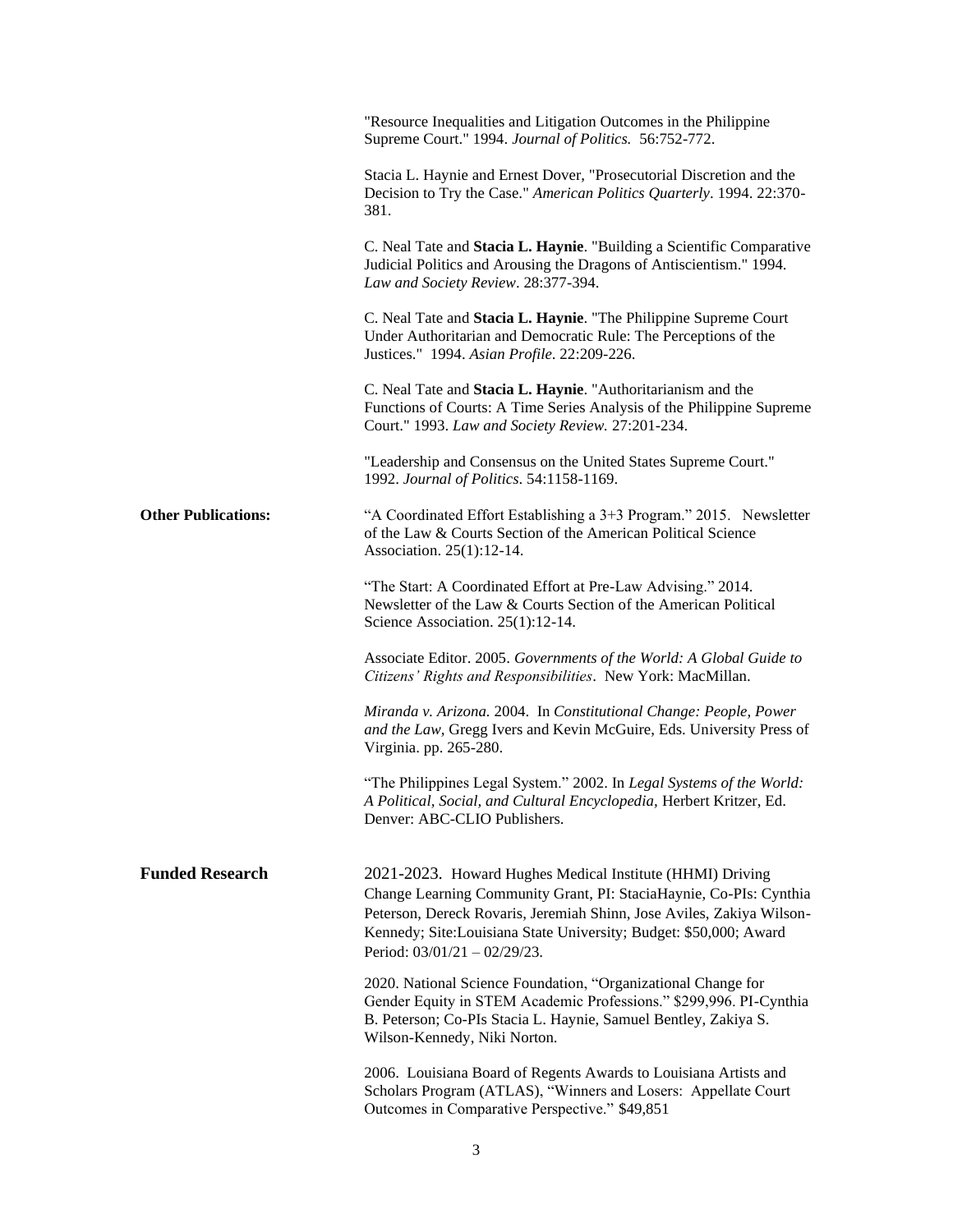"Resource Inequalities and Litigation Outcomes in the Philippine Supreme Court." 1994. *Journal of Politics.* 56:752-772.

Stacia L. Haynie and Ernest Dover, "Prosecutorial Discretion and the Decision to Try the Case." *American Politics Quarterly*. 1994. 22:370-381.

C. Neal Tate and **Stacia L. Haynie**. "Building a Scientific Comparative Judicial Politics and Arousing the Dragons of Antiscientism." 1994. *Law and Society Review*. 28:377-394.

C. Neal Tate and **Stacia L. Haynie**. "The Philippine Supreme Court Under Authoritarian and Democratic Rule: The Perceptions of the Justices." 1994. *Asian Profile*. 22:209-226.

C. Neal Tate and **Stacia L. Haynie**. "Authoritarianism and the Functions of Courts: A Time Series Analysis of the Philippine Supreme Court." 1993. *Law and Society Review.* 27:201-234.

"Leadership and Consensus on the United States Supreme Court." 1992. *Journal of Politics*. 54:1158-1169.

**Other Publications:**

"A Coordinated Effort Establishing a 3+3 Program." 2015. Newsletter of the Law & Courts Section of the American Political Science Association. 25(1):12-14.

"The Start: A Coordinated Effort at Pre-Law Advising." 2014. Newsletter of the Law & Courts Section of the American Political Science Association. 25(1):12-14.

Associate Editor. 2005. *Governments of the World: A Global Guide to Citizens' Rights and Responsibilities*. New York: MacMillan.

*Miranda v. Arizona.* 2004. In *Constitutional Change: People, Power and the Law,* Gregg Ivers and Kevin McGuire, Eds. University Press of Virginia. pp. 265-280.

"The Philippines Legal System." 2002. In *Legal Systems of the World: A Political, Social, and Cultural Encyclopedia,* Herbert Kritzer, Ed. Denver: ABC-CLIO Publishers.

**Funded Research**

2021-2023. Howard Hughes Medical Institute (HHMI) Driving Change Learning Community Grant, PI: StaciaHaynie, Co-PIs: Cynthia Peterson, Dereck Rovaris, Jeremiah Shinn, Jose Aviles, Zakiya Wilson-Kennedy; Site:Louisiana State University; Budget: $50,000; Award Period: 03/01/21 – 02/29/23.

2020. National Science Foundation, "Organizational Change for Gender Equity in STEM Academic Professions." $299,996. PI-Cynthia B. Peterson; Co-PIs Stacia L. Haynie, Samuel Bentley, Zakiya S. Wilson-Kennedy, Niki Norton.

2006. Louisiana Board of Regents Awards to Louisiana Artists and Scholars Program (ATLAS), "Winners and Losers: Appellate Court Outcomes in Comparative Perspective." $49,851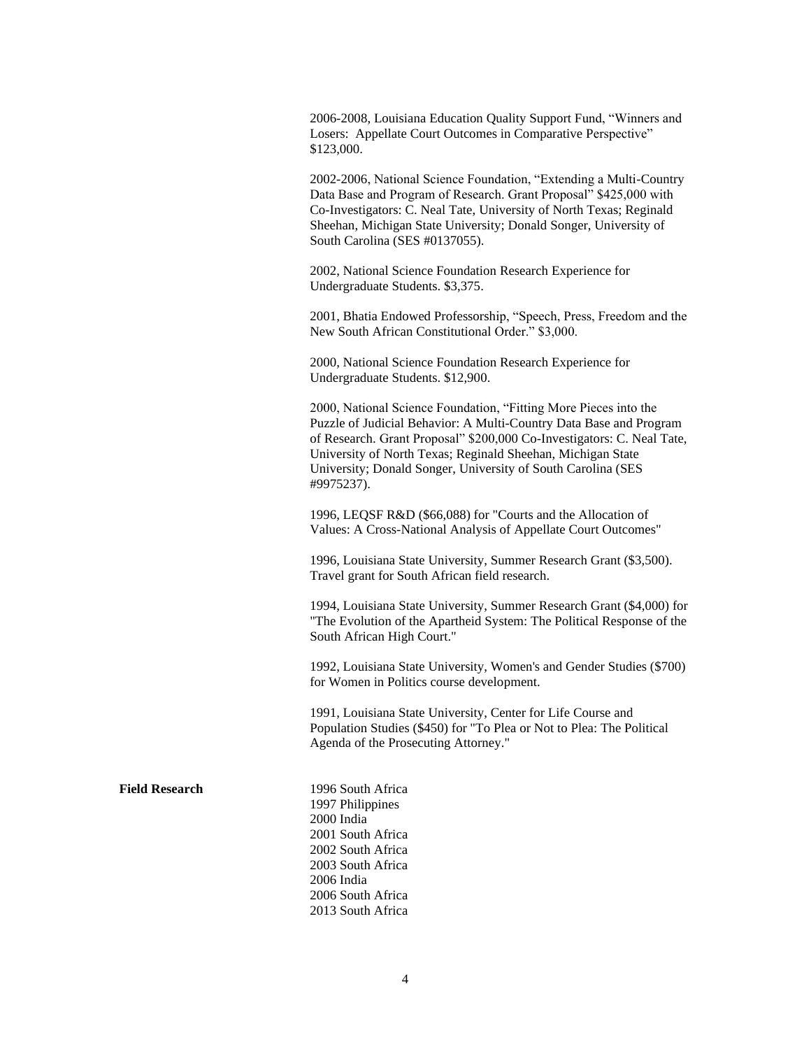2006-2008, Louisiana Education Quality Support Fund, “Winners and Losers: Appellate Court Outcomes in Comparative Perspective” $123,000.

2002-2006, National Science Foundation, “Extending a Multi-Country Data Base and Program of Research. Grant Proposal” $425,000 with Co-Investigators: C. Neal Tate, University of North Texas; Reginald Sheehan, Michigan State University; Donald Songer, University of South Carolina (SES #0137055).

2002, National Science Foundation Research Experience for Undergraduate Students. $3,375.

2001, Bhatia Endowed Professorship, “Speech, Press, Freedom and the New South African Constitutional Order.” $3,000.

2000, National Science Foundation Research Experience for Undergraduate Students. $12,900.

2000, National Science Foundation, “Fitting More Pieces into the Puzzle of Judicial Behavior: A Multi-Country Data Base and Program of Research. Grant Proposal” $200,000 Co-Investigators: C. Neal Tate, University of North Texas; Reginald Sheehan, Michigan State University; Donald Songer, University of South Carolina (SES #9975237).

1996, LEQSF R&D ($66,088) for "Courts and the Allocation of Values: A Cross-National Analysis of Appellate Court Outcomes"

1996, Louisiana State University, Summer Research Grant ($3,500). Travel grant for South African field research.

1994, Louisiana State University, Summer Research Grant ($4,000) for "The Evolution of the Apartheid System: The Political Response of the South African High Court."

1992, Louisiana State University, Women's and Gender Studies ($700) for Women in Politics course development.

1991, Louisiana State University, Center for Life Course and Population Studies ($450) for "To Plea or Not to Plea: The Political Agenda of the Prosecuting Attorney."

**Field Research**

1996 South Africa
1997 Philippines
2000 India
2001 South Africa
2002 South Africa
2003 South Africa
2006 India
2006 South Africa
2013 South Africa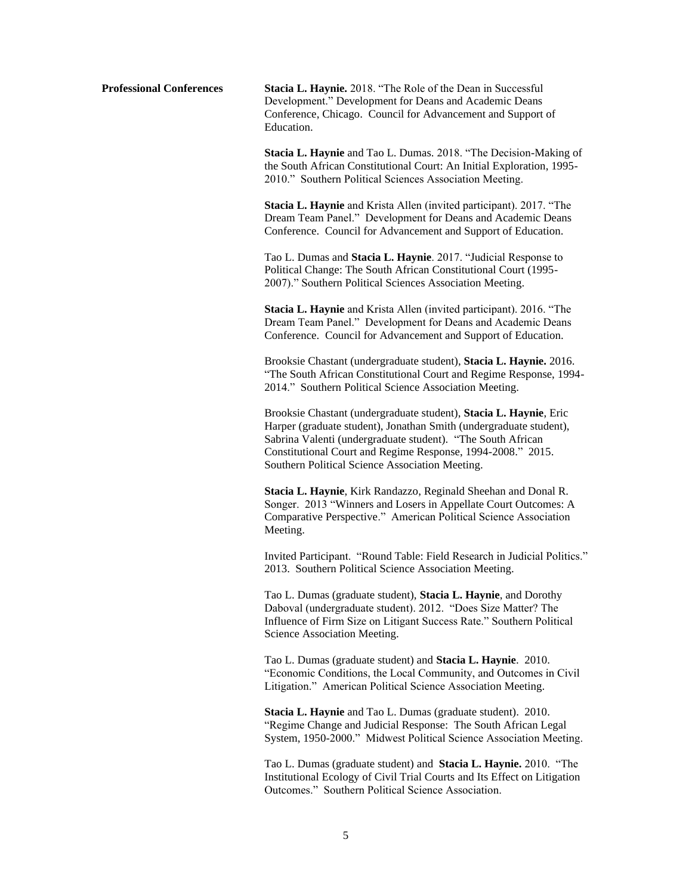**Professional Conferences**

**Stacia L. Haynie.** 2018. "The Role of the Dean in Successful Development." Development for Deans and Academic Deans Conference, Chicago. Council for Advancement and Support of Education.

**Stacia L. Haynie** and Tao L. Dumas. 2018. "The Decision-Making of the South African Constitutional Court: An Initial Exploration, 1995-2010." Southern Political Sciences Association Meeting.

**Stacia L. Haynie** and Krista Allen (invited participant). 2017. "The Dream Team Panel." Development for Deans and Academic Deans Conference. Council for Advancement and Support of Education.

Tao L. Dumas and **Stacia L. Haynie**. 2017. "Judicial Response to Political Change: The South African Constitutional Court (1995-2007)." Southern Political Sciences Association Meeting.

**Stacia L. Haynie** and Krista Allen (invited participant). 2016. "The Dream Team Panel." Development for Deans and Academic Deans Conference. Council for Advancement and Support of Education.

Brooksie Chastant (undergraduate student), **Stacia L. Haynie.** 2016. "The South African Constitutional Court and Regime Response, 1994-2014." Southern Political Science Association Meeting.

Brooksie Chastant (undergraduate student), **Stacia L. Haynie**, Eric Harper (graduate student), Jonathan Smith (undergraduate student), Sabrina Valenti (undergraduate student). "The South African Constitutional Court and Regime Response, 1994-2008." 2015. Southern Political Science Association Meeting.

**Stacia L. Haynie**, Kirk Randazzo, Reginald Sheehan and Donal R. Songer. 2013 "Winners and Losers in Appellate Court Outcomes: A Comparative Perspective." American Political Science Association Meeting.

Invited Participant. "Round Table: Field Research in Judicial Politics." 2013. Southern Political Science Association Meeting.

Tao L. Dumas (graduate student), **Stacia L. Haynie**, and Dorothy Daboval (undergraduate student). 2012. "Does Size Matter? The Influence of Firm Size on Litigant Success Rate." Southern Political Science Association Meeting.

Tao L. Dumas (graduate student) and **Stacia L. Haynie**. 2010. "Economic Conditions, the Local Community, and Outcomes in Civil Litigation." American Political Science Association Meeting.

**Stacia L. Haynie** and Tao L. Dumas (graduate student). 2010. "Regime Change and Judicial Response: The South African Legal System, 1950-2000." Midwest Political Science Association Meeting.

Tao L. Dumas (graduate student) and **Stacia L. Haynie.** 2010. "The Institutional Ecology of Civil Trial Courts and Its Effect on Litigation Outcomes." Southern Political Science Association.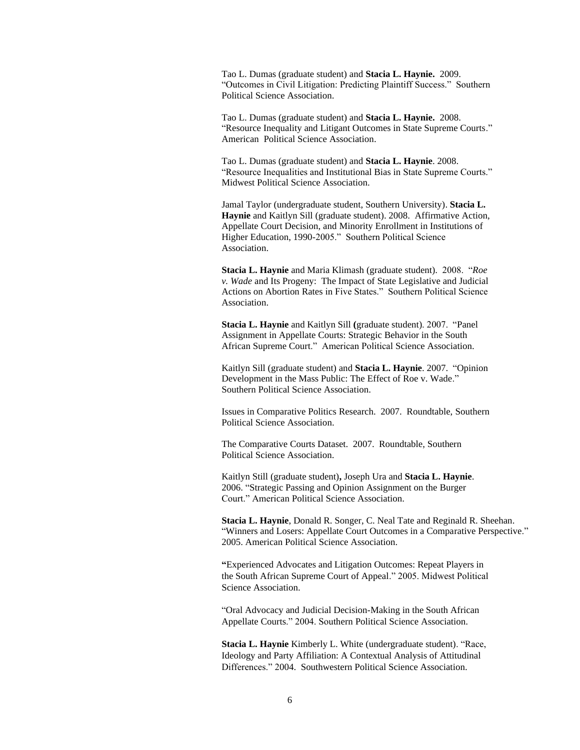Tao L. Dumas (graduate student) and **Stacia L. Haynie.** 2009. "Outcomes in Civil Litigation: Predicting Plaintiff Success." Southern Political Science Association.

Tao L. Dumas (graduate student) and **Stacia L. Haynie.** 2008. "Resource Inequality and Litigant Outcomes in State Supreme Courts." American Political Science Association.

Tao L. Dumas (graduate student) and **Stacia L. Haynie**. 2008. "Resource Inequalities and Institutional Bias in State Supreme Courts." Midwest Political Science Association.

Jamal Taylor (undergraduate student, Southern University). **Stacia L. Haynie** and Kaitlyn Sill (graduate student). 2008. Affirmative Action, Appellate Court Decision, and Minority Enrollment in Institutions of Higher Education, 1990-2005." Southern Political Science Association.

**Stacia L. Haynie** and Maria Klimash (graduate student). 2008. "*Roe v. Wade* and Its Progeny: The Impact of State Legislative and Judicial Actions on Abortion Rates in Five States." Southern Political Science Association.

**Stacia L. Haynie** and Kaitlyn Sill **(**graduate student). 2007. "Panel Assignment in Appellate Courts: Strategic Behavior in the South African Supreme Court." American Political Science Association.

Kaitlyn Sill (graduate student) and **Stacia L. Haynie**. 2007. "Opinion Development in the Mass Public: The Effect of Roe v. Wade." Southern Political Science Association.

Issues in Comparative Politics Research. 2007. Roundtable, Southern Political Science Association.

The Comparative Courts Dataset. 2007. Roundtable, Southern Political Science Association.

Kaitlyn Still (graduate student)**,** Joseph Ura and **Stacia L. Haynie**. 2006. "Strategic Passing and Opinion Assignment on the Burger Court." American Political Science Association.

**Stacia L. Haynie**, Donald R. Songer, C. Neal Tate and Reginald R. Sheehan. "Winners and Losers: Appellate Court Outcomes in a Comparative Perspective." 2005. American Political Science Association.

**"**Experienced Advocates and Litigation Outcomes: Repeat Players in the South African Supreme Court of Appeal." 2005. Midwest Political Science Association.

"Oral Advocacy and Judicial Decision-Making in the South African Appellate Courts." 2004. Southern Political Science Association.

**Stacia L. Haynie** Kimberly L. White (undergraduate student). "Race, Ideology and Party Affiliation: A Contextual Analysis of Attitudinal Differences." 2004. Southwestern Political Science Association.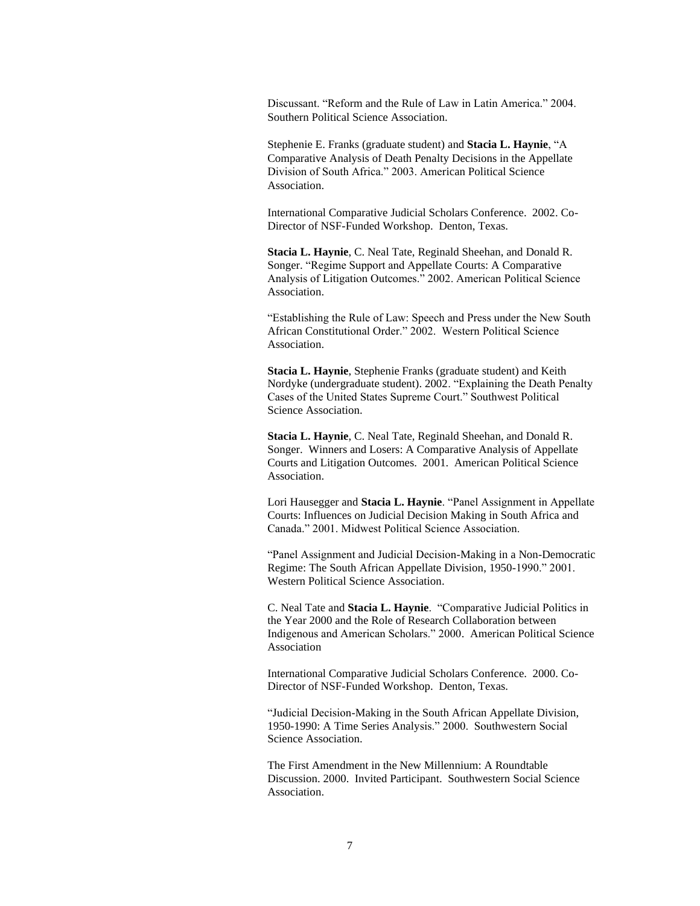Discussant. “Reform and the Rule of Law in Latin America.” 2004. Southern Political Science Association.

Stephenie E. Franks (graduate student) and **Stacia L. Haynie**, “A Comparative Analysis of Death Penalty Decisions in the Appellate Division of South Africa.” 2003. American Political Science Association.

International Comparative Judicial Scholars Conference. 2002. Co-Director of NSF-Funded Workshop. Denton, Texas.

**Stacia L. Haynie**, C. Neal Tate, Reginald Sheehan, and Donald R. Songer. “Regime Support and Appellate Courts: A Comparative Analysis of Litigation Outcomes.” 2002. American Political Science Association.

“Establishing the Rule of Law: Speech and Press under the New South African Constitutional Order.” 2002. Western Political Science Association.

**Stacia L. Haynie**, Stephenie Franks (graduate student) and Keith Nordyke (undergraduate student). 2002. “Explaining the Death Penalty Cases of the United States Supreme Court.” Southwest Political Science Association.

**Stacia L. Haynie**, C. Neal Tate, Reginald Sheehan, and Donald R. Songer. Winners and Losers: A Comparative Analysis of Appellate Courts and Litigation Outcomes. 2001. American Political Science Association.

Lori Hausegger and **Stacia L. Haynie**. “Panel Assignment in Appellate Courts: Influences on Judicial Decision Making in South Africa and Canada.” 2001. Midwest Political Science Association.

“Panel Assignment and Judicial Decision-Making in a Non-Democratic Regime: The South African Appellate Division, 1950-1990.” 2001. Western Political Science Association.

C. Neal Tate and **Stacia L. Haynie**. “Comparative Judicial Politics in the Year 2000 and the Role of Research Collaboration between Indigenous and American Scholars.” 2000. American Political Science Association

International Comparative Judicial Scholars Conference. 2000. Co-Director of NSF-Funded Workshop. Denton, Texas.

“Judicial Decision-Making in the South African Appellate Division, 1950-1990: A Time Series Analysis.” 2000. Southwestern Social Science Association.

The First Amendment in the New Millennium: A Roundtable Discussion. 2000. Invited Participant. Southwestern Social Science Association.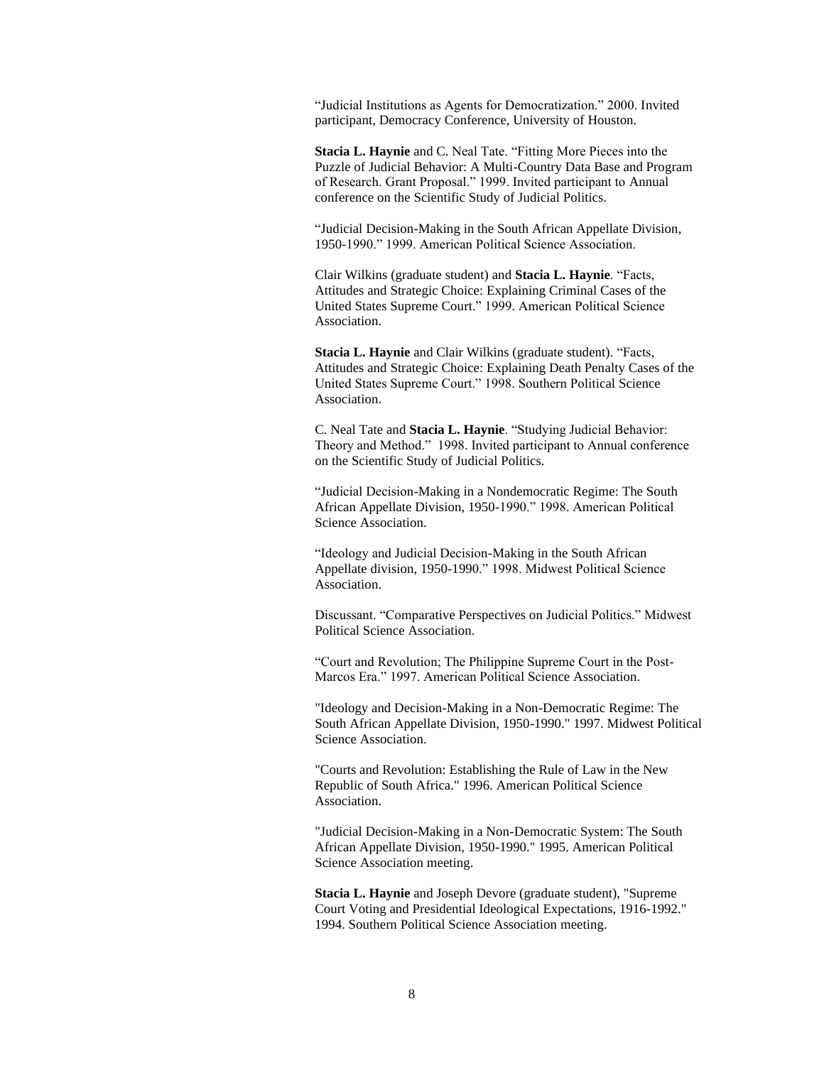"Judicial Institutions as Agents for Democratization." 2000. Invited participant, Democracy Conference, University of Houston.

**Stacia L. Haynie** and C. Neal Tate. "Fitting More Pieces into the Puzzle of Judicial Behavior: A Multi-Country Data Base and Program of Research. Grant Proposal." 1999. Invited participant to Annual conference on the Scientific Study of Judicial Politics.

"Judicial Decision-Making in the South African Appellate Division, 1950-1990." 1999. American Political Science Association.

Clair Wilkins (graduate student) and **Stacia L. Haynie**. "Facts, Attitudes and Strategic Choice: Explaining Criminal Cases of the United States Supreme Court." 1999. American Political Science Association.

**Stacia L. Haynie** and Clair Wilkins (graduate student). "Facts, Attitudes and Strategic Choice: Explaining Death Penalty Cases of the United States Supreme Court." 1998. Southern Political Science Association.

C. Neal Tate and **Stacia L. Haynie**. "Studying Judicial Behavior: Theory and Method." 1998. Invited participant to Annual conference on the Scientific Study of Judicial Politics.

"Judicial Decision-Making in a Nondemocratic Regime: The South African Appellate Division, 1950-1990." 1998. American Political Science Association.

"Ideology and Judicial Decision-Making in the South African Appellate division, 1950-1990." 1998. Midwest Political Science Association.

Discussant. "Comparative Perspectives on Judicial Politics." Midwest Political Science Association.

"Court and Revolution; The Philippine Supreme Court in the Post-Marcos Era." 1997. American Political Science Association.

"Ideology and Decision-Making in a Non-Democratic Regime: The South African Appellate Division, 1950-1990." 1997. Midwest Political Science Association.

"Courts and Revolution: Establishing the Rule of Law in the New Republic of South Africa." 1996. American Political Science Association.

"Judicial Decision-Making in a Non-Democratic System: The South African Appellate Division, 1950-1990." 1995. American Political Science Association meeting.

**Stacia L. Haynie** and Joseph Devore (graduate student), "Supreme Court Voting and Presidential Ideological Expectations, 1916-1992." 1994. Southern Political Science Association meeting.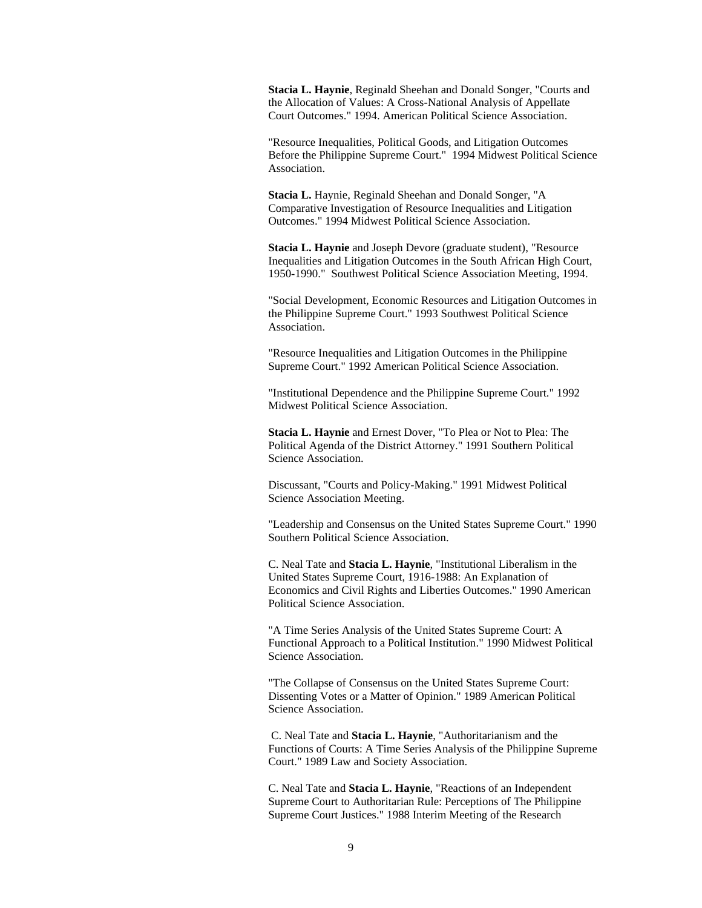**Stacia L. Haynie**, Reginald Sheehan and Donald Songer, "Courts and the Allocation of Values: A Cross-National Analysis of Appellate Court Outcomes." 1994. American Political Science Association.

"Resource Inequalities, Political Goods, and Litigation Outcomes Before the Philippine Supreme Court." 1994 Midwest Political Science Association.

**Stacia L.** Haynie, Reginald Sheehan and Donald Songer, "A Comparative Investigation of Resource Inequalities and Litigation Outcomes." 1994 Midwest Political Science Association.

**Stacia L. Haynie** and Joseph Devore (graduate student), "Resource Inequalities and Litigation Outcomes in the South African High Court, 1950-1990." Southwest Political Science Association Meeting, 1994.

"Social Development, Economic Resources and Litigation Outcomes in the Philippine Supreme Court." 1993 Southwest Political Science Association.

"Resource Inequalities and Litigation Outcomes in the Philippine Supreme Court." 1992 American Political Science Association.

"Institutional Dependence and the Philippine Supreme Court." 1992 Midwest Political Science Association.

**Stacia L. Haynie** and Ernest Dover, "To Plea or Not to Plea: The Political Agenda of the District Attorney." 1991 Southern Political Science Association.

Discussant, "Courts and Policy-Making." 1991 Midwest Political Science Association Meeting.

"Leadership and Consensus on the United States Supreme Court." 1990 Southern Political Science Association.

C. Neal Tate and **Stacia L. Haynie**, "Institutional Liberalism in the United States Supreme Court, 1916-1988: An Explanation of Economics and Civil Rights and Liberties Outcomes." 1990 American Political Science Association.

"A Time Series Analysis of the United States Supreme Court: A Functional Approach to a Political Institution." 1990 Midwest Political Science Association.

"The Collapse of Consensus on the United States Supreme Court: Dissenting Votes or a Matter of Opinion." 1989 American Political Science Association.

C. Neal Tate and **Stacia L. Haynie**, "Authoritarianism and the Functions of Courts: A Time Series Analysis of the Philippine Supreme Court." 1989 Law and Society Association.

C. Neal Tate and **Stacia L. Haynie**, "Reactions of an Independent Supreme Court to Authoritarian Rule: Perceptions of The Philippine Supreme Court Justices." 1988 Interim Meeting of the Research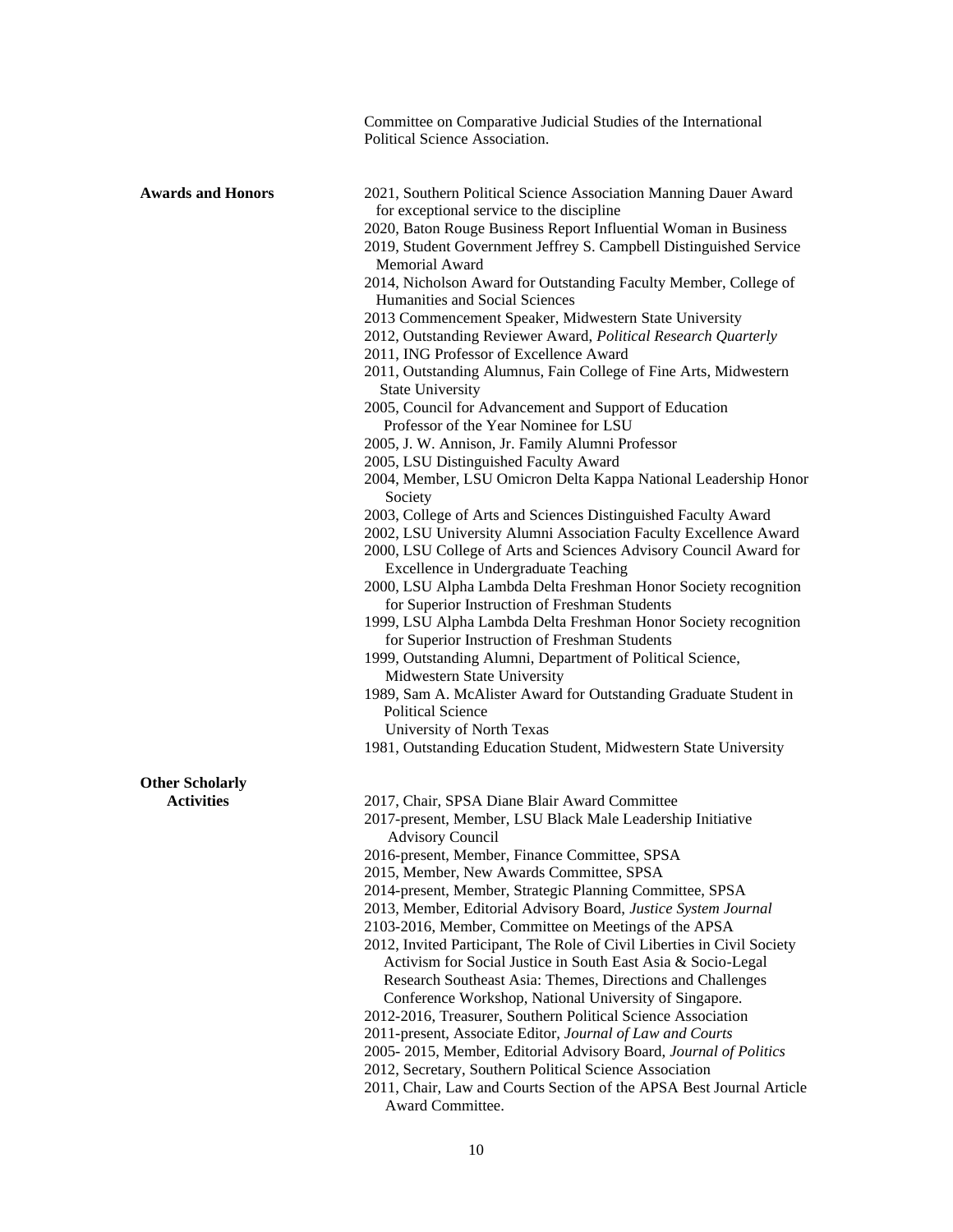Committee on Comparative Judicial Studies of the International Political Science Association.

**Awards and Honors**

- 2021, Southern Political Science Association Manning Dauer Award for exceptional service to the discipline
- 2020, Baton Rouge Business Report Influential Woman in Business
- 2019, Student Government Jeffrey S. Campbell Distinguished Service Memorial Award
- 2014, Nicholson Award for Outstanding Faculty Member, College of Humanities and Social Sciences
- 2013 Commencement Speaker, Midwestern State University
- 2012, Outstanding Reviewer Award, *Political Research Quarterly*
- 2011, ING Professor of Excellence Award
- 2011, Outstanding Alumnus, Fain College of Fine Arts, Midwestern State University
- 2005, Council for Advancement and Support of Education Professor of the Year Nominee for LSU
- 2005, J. W. Annison, Jr. Family Alumni Professor
- 2005, LSU Distinguished Faculty Award
- 2004, Member, LSU Omicron Delta Kappa National Leadership Honor Society
- 2003, College of Arts and Sciences Distinguished Faculty Award
- 2002, LSU University Alumni Association Faculty Excellence Award
- 2000, LSU College of Arts and Sciences Advisory Council Award for Excellence in Undergraduate Teaching
- 2000, LSU Alpha Lambda Delta Freshman Honor Society recognition for Superior Instruction of Freshman Students
- 1999, LSU Alpha Lambda Delta Freshman Honor Society recognition for Superior Instruction of Freshman Students
- 1999, Outstanding Alumni, Department of Political Science, Midwestern State University
- 1989, Sam A. McAlister Award for Outstanding Graduate Student in Political Science University of North Texas
- 1981, Outstanding Education Student, Midwestern State University

**Other Scholarly Activities**

- 2017, Chair, SPSA Diane Blair Award Committee
- 2017-present, Member, LSU Black Male Leadership Initiative Advisory Council
- 2016-present, Member, Finance Committee, SPSA
- 2015, Member, New Awards Committee, SPSA
- 2014-present, Member, Strategic Planning Committee, SPSA
- 2013, Member, Editorial Advisory Board, *Justice System Journal*
- 2103-2016, Member, Committee on Meetings of the APSA
- 2012, Invited Participant, The Role of Civil Liberties in Civil Society Activism for Social Justice in South East Asia & Socio-Legal Research Southeast Asia: Themes, Directions and Challenges Conference Workshop, National University of Singapore.
- 2012-2016, Treasurer, Southern Political Science Association
- 2011-present, Associate Editor, *Journal of Law and Courts*
- 2005- 2015, Member, Editorial Advisory Board, *Journal of Politics*
- 2012, Secretary, Southern Political Science Association
- 2011, Chair, Law and Courts Section of the APSA Best Journal Article Award Committee.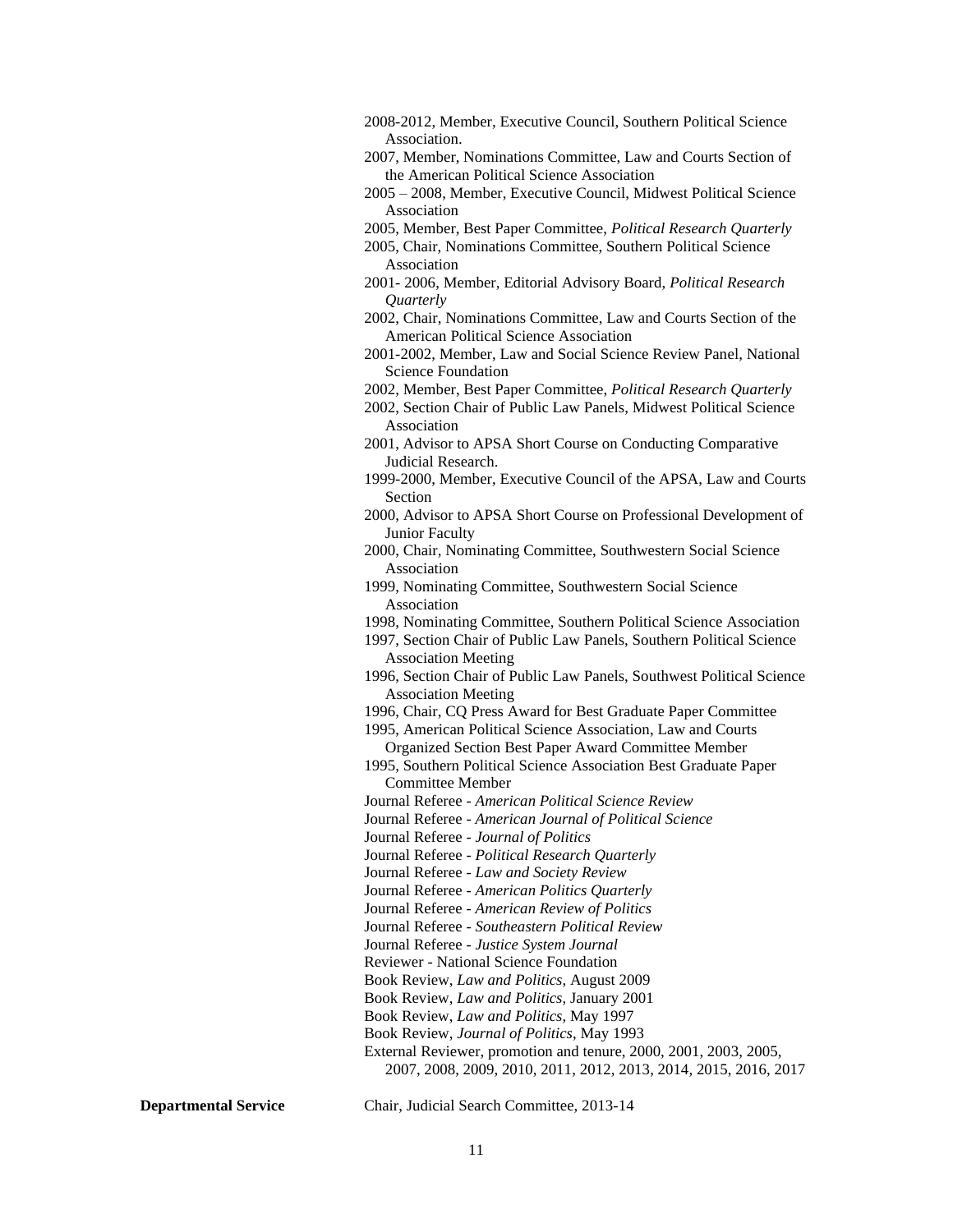2008-2012, Member, Executive Council, Southern Political Science Association.
2007, Member, Nominations Committee, Law and Courts Section of the American Political Science Association
2005 – 2008, Member, Executive Council, Midwest Political Science Association
2005, Member, Best Paper Committee, *Political Research Quarterly*
2005, Chair, Nominations Committee, Southern Political Science Association
2001- 2006, Member, Editorial Advisory Board, *Political Research Quarterly*
2002, Chair, Nominations Committee, Law and Courts Section of the American Political Science Association
2001-2002, Member, Law and Social Science Review Panel, National Science Foundation
2002, Member, Best Paper Committee, *Political Research Quarterly*
2002, Section Chair of Public Law Panels, Midwest Political Science Association
2001, Advisor to APSA Short Course on Conducting Comparative Judicial Research.
1999-2000, Member, Executive Council of the APSA, Law and Courts Section
2000, Advisor to APSA Short Course on Professional Development of Junior Faculty
2000, Chair, Nominating Committee, Southwestern Social Science Association
1999, Nominating Committee, Southwestern Social Science Association
1998, Nominating Committee, Southern Political Science Association
1997, Section Chair of Public Law Panels, Southern Political Science Association Meeting
1996, Section Chair of Public Law Panels, Southwest Political Science Association Meeting
1996, Chair, CQ Press Award for Best Graduate Paper Committee
1995, American Political Science Association, Law and Courts Organized Section Best Paper Award Committee Member
1995, Southern Political Science Association Best Graduate Paper Committee Member
Journal Referee - *American Political Science Review*
Journal Referee - *American Journal of Political Science*
Journal Referee - *Journal of Politics*
Journal Referee - *Political Research Quarterly*
Journal Referee - *Law and Society Review*
Journal Referee - *American Politics Quarterly*
Journal Referee - *American Review of Politics*
Journal Referee - *Southeastern Political Review*
Journal Referee - *Justice System Journal*
Reviewer - National Science Foundation
Book Review, *Law and Politics*, August 2009
Book Review, *Law and Politics*, January 2001
Book Review, *Law and Politics*, May 1997
Book Review, *Journal of Politics*, May 1993
External Reviewer, promotion and tenure, 2000, 2001, 2003, 2005, 2007, 2008, 2009, 2010, 2011, 2012, 2013, 2014, 2015, 2016, 2017

**Departmental Service**

Chair, Judicial Search Committee, 2013-14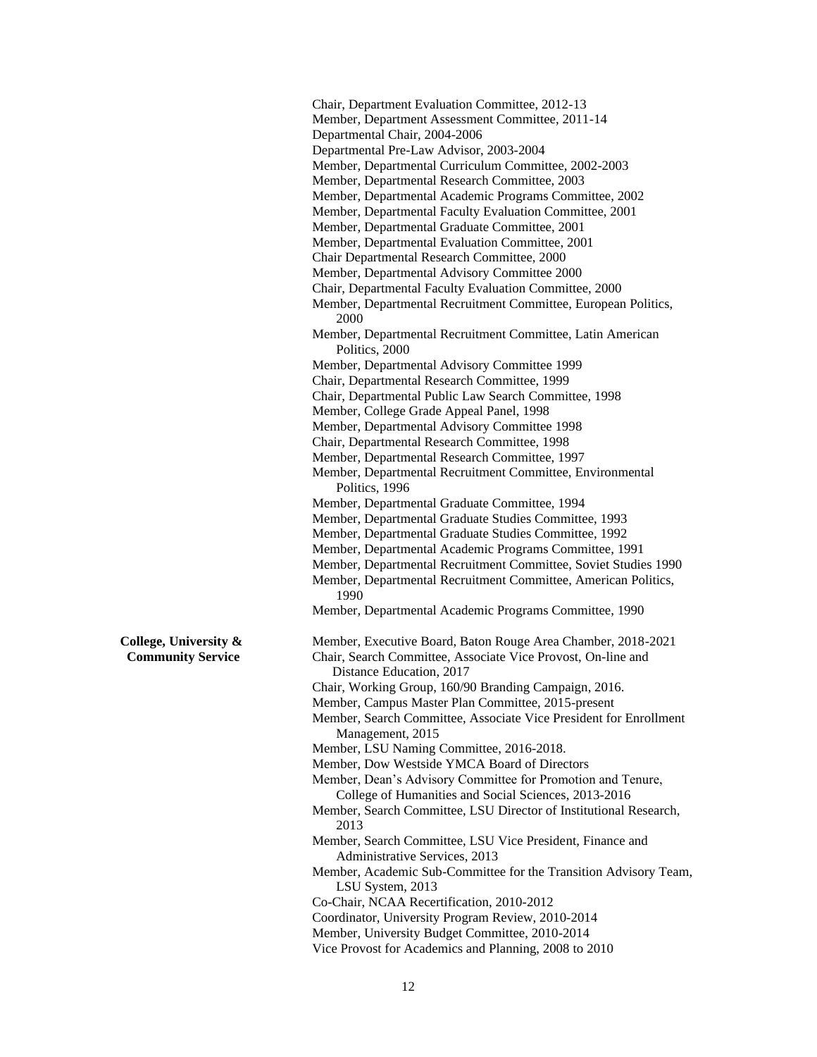Chair, Department Evaluation Committee, 2012-13
Member, Department Assessment Committee, 2011-14
Departmental Chair, 2004-2006
Departmental Pre-Law Advisor, 2003-2004
Member, Departmental Curriculum Committee, 2002-2003
Member, Departmental Research Committee, 2003
Member, Departmental Academic Programs Committee, 2002
Member, Departmental Faculty Evaluation Committee, 2001
Member, Departmental Graduate Committee, 2001
Member, Departmental Evaluation Committee, 2001
Chair Departmental Research Committee, 2000
Member, Departmental Advisory Committee 2000
Chair, Departmental Faculty Evaluation Committee, 2000
Member, Departmental Recruitment Committee, European Politics, 2000
Member, Departmental Recruitment Committee, Latin American Politics, 2000
Member, Departmental Advisory Committee 1999
Chair, Departmental Research Committee, 1999
Chair, Departmental Public Law Search Committee, 1998
Member, College Grade Appeal Panel, 1998
Member, Departmental Advisory Committee 1998
Chair, Departmental Research Committee, 1998
Member, Departmental Research Committee, 1997
Member, Departmental Recruitment Committee, Environmental Politics, 1996
Member, Departmental Graduate Committee, 1994
Member, Departmental Graduate Studies Committee, 1993
Member, Departmental Graduate Studies Committee, 1992
Member, Departmental Academic Programs Committee, 1991
Member, Departmental Recruitment Committee, Soviet Studies 1990
Member, Departmental Recruitment Committee, American Politics, 1990
Member, Departmental Academic Programs Committee, 1990

**College, University & Community Service**

Member, Executive Board, Baton Rouge Area Chamber, 2018-2021
Chair, Search Committee, Associate Vice Provost, On-line and Distance Education, 2017
Chair, Working Group, 160/90 Branding Campaign, 2016.
Member, Campus Master Plan Committee, 2015-present
Member, Search Committee, Associate Vice President for Enrollment Management, 2015
Member, LSU Naming Committee, 2016-2018.
Member, Dow Westside YMCA Board of Directors
Member, Dean's Advisory Committee for Promotion and Tenure, College of Humanities and Social Sciences, 2013-2016
Member, Search Committee, LSU Director of Institutional Research, 2013
Member, Search Committee, LSU Vice President, Finance and Administrative Services, 2013
Member, Academic Sub-Committee for the Transition Advisory Team, LSU System, 2013
Co-Chair, NCAA Recertification, 2010-2012
Coordinator, University Program Review, 2010-2014
Member, University Budget Committee, 2010-2014
Vice Provost for Academics and Planning, 2008 to 2010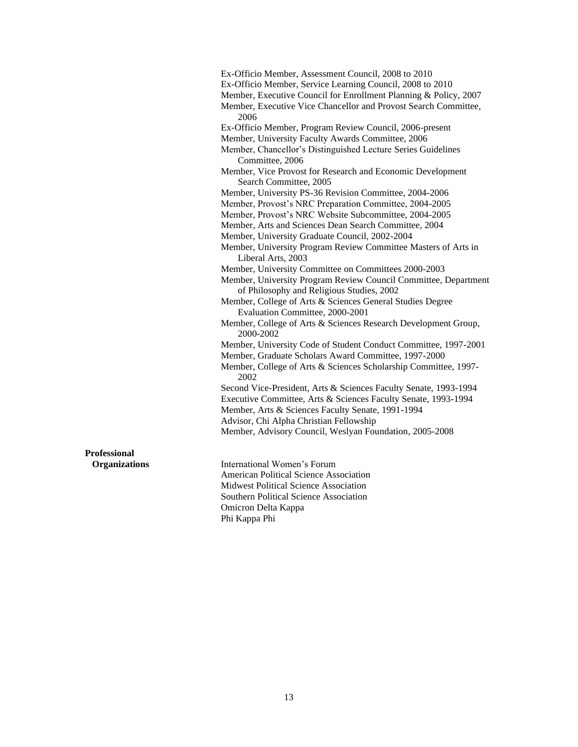Ex-Officio Member, Assessment Council, 2008 to 2010
Ex-Officio Member, Service Learning Council, 2008 to 2010
Member, Executive Council for Enrollment Planning & Policy, 2007
Member, Executive Vice Chancellor and Provost Search Committee, 2006
Ex-Officio Member, Program Review Council, 2006-present
Member, University Faculty Awards Committee, 2006
Member, Chancellor's Distinguished Lecture Series Guidelines Committee, 2006
Member, Vice Provost for Research and Economic Development Search Committee, 2005
Member, University PS-36 Revision Committee, 2004-2006
Member, Provost's NRC Preparation Committee, 2004-2005
Member, Provost's NRC Website Subcommittee, 2004-2005
Member, Arts and Sciences Dean Search Committee, 2004
Member, University Graduate Council, 2002-2004
Member, University Program Review Committee Masters of Arts in Liberal Arts, 2003
Member, University Committee on Committees 2000-2003
Member, University Program Review Council Committee, Department of Philosophy and Religious Studies, 2002
Member, College of Arts & Sciences General Studies Degree Evaluation Committee, 2000-2001
Member, College of Arts & Sciences Research Development Group, 2000-2002
Member, University Code of Student Conduct Committee, 1997-2001
Member, Graduate Scholars Award Committee, 1997-2000
Member, College of Arts & Sciences Scholarship Committee, 1997-2002
Second Vice-President, Arts & Sciences Faculty Senate, 1993-1994
Executive Committee, Arts & Sciences Faculty Senate, 1993-1994
Member, Arts & Sciences Faculty Senate, 1991-1994
Advisor, Chi Alpha Christian Fellowship
Member, Advisory Council, Weslyan Foundation, 2005-2008

**Professional Organizations**

International Women's Forum
American Political Science Association
Midwest Political Science Association
Southern Political Science Association
Omicron Delta Kappa
Phi Kappa Phi